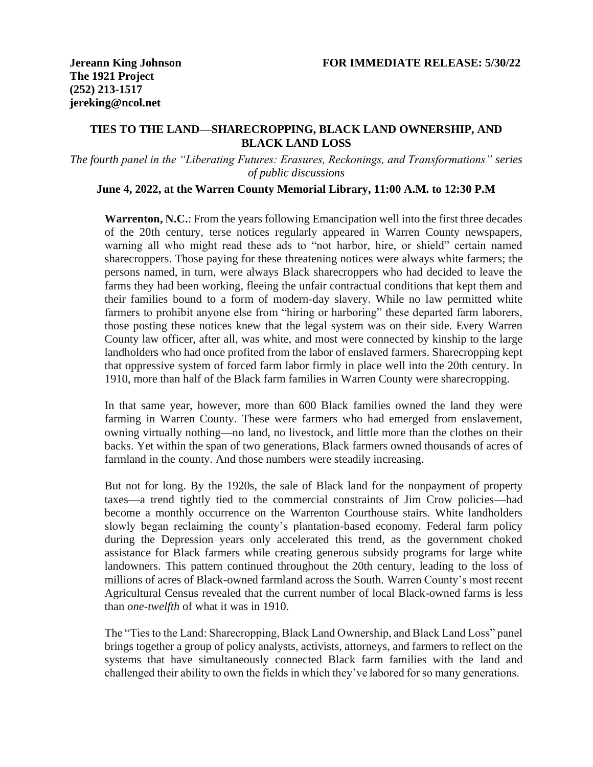**Jereann King Johnson**
**The 1921 Project**
**(252) 213-1517**
**jereking@ncol.net**

**FOR IMMEDIATE RELEASE: 5/30/22**

## TIES TO THE LAND—SHARECROPPING, BLACK LAND OWNERSHIP, AND BLACK LAND LOSS

*The fourth panel in the "Liberating Futures: Erasures, Reckonings, and Transformations" series of public discussions*

**June 4, 2022, at the Warren County Memorial Library, 11:00 A.M. to 12:30 P.M**

**Warrenton, N.C.**: From the years following Emancipation well into the first three decades of the 20th century, terse notices regularly appeared in Warren County newspapers, warning all who might read these ads to "not harbor, hire, or shield" certain named sharecroppers. Those paying for these threatening notices were always white farmers; the persons named, in turn, were always Black sharecroppers who had decided to leave the farms they had been working, fleeing the unfair contractual conditions that kept them and their families bound to a form of modern-day slavery. While no law permitted white farmers to prohibit anyone else from "hiring or harboring" these departed farm laborers, those posting these notices knew that the legal system was on their side. Every Warren County law officer, after all, was white, and most were connected by kinship to the large landholders who had once profited from the labor of enslaved farmers. Sharecropping kept that oppressive system of forced farm labor firmly in place well into the 20th century. In 1910, more than half of the Black farm families in Warren County were sharecropping.

In that same year, however, more than 600 Black families owned the land they were farming in Warren County. These were farmers who had emerged from enslavement, owning virtually nothing—no land, no livestock, and little more than the clothes on their backs. Yet within the span of two generations, Black farmers owned thousands of acres of farmland in the county. And those numbers were steadily increasing.

But not for long. By the 1920s, the sale of Black land for the nonpayment of property taxes—a trend tightly tied to the commercial constraints of Jim Crow policies—had become a monthly occurrence on the Warrenton Courthouse stairs. White landholders slowly began reclaiming the county's plantation-based economy. Federal farm policy during the Depression years only accelerated this trend, as the government choked assistance for Black farmers while creating generous subsidy programs for large white landowners. This pattern continued throughout the 20th century, leading to the loss of millions of acres of Black-owned farmland across the South. Warren County's most recent Agricultural Census revealed that the current number of local Black-owned farms is less than *one-twelfth* of what it was in 1910.

The "Ties to the Land: Sharecropping, Black Land Ownership, and Black Land Loss" panel brings together a group of policy analysts, activists, attorneys, and farmers to reflect on the systems that have simultaneously connected Black farm families with the land and challenged their ability to own the fields in which they've labored for so many generations.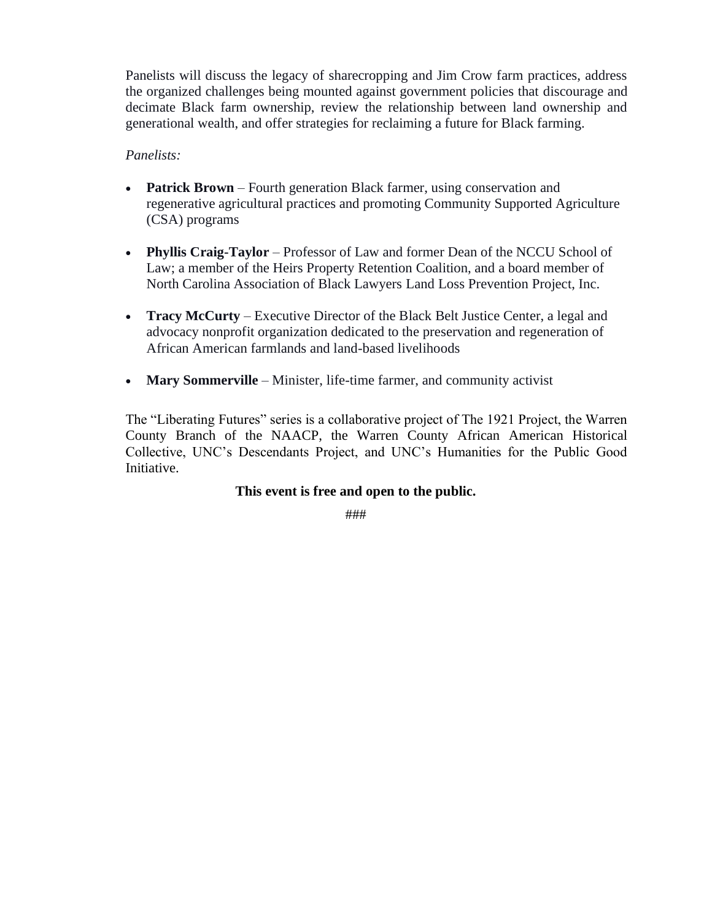Panelists will discuss the legacy of sharecropping and Jim Crow farm practices, address the organized challenges being mounted against government policies that discourage and decimate Black farm ownership, review the relationship between land ownership and generational wealth, and offer strategies for reclaiming a future for Black farming.

*Panelists:*

- **Patrick Brown** – Fourth generation Black farmer, using conservation and regenerative agricultural practices and promoting Community Supported Agriculture (CSA) programs

- **Phyllis Craig-Taylor** – Professor of Law and former Dean of the NCCU School of Law; a member of the Heirs Property Retention Coalition, and a board member of North Carolina Association of Black Lawyers Land Loss Prevention Project, Inc.

- **Tracy McCurty** – Executive Director of the Black Belt Justice Center, a legal and advocacy nonprofit organization dedicated to the preservation and regeneration of African American farmlands and land-based livelihoods

- **Mary Sommerville** – Minister, life-time farmer, and community activist

The "Liberating Futures" series is a collaborative project of The 1921 Project, the Warren County Branch of the NAACP, the Warren County African American Historical Collective, UNC's Descendants Project, and UNC's Humanities for the Public Good Initiative.

**This event is free and open to the public.**

###